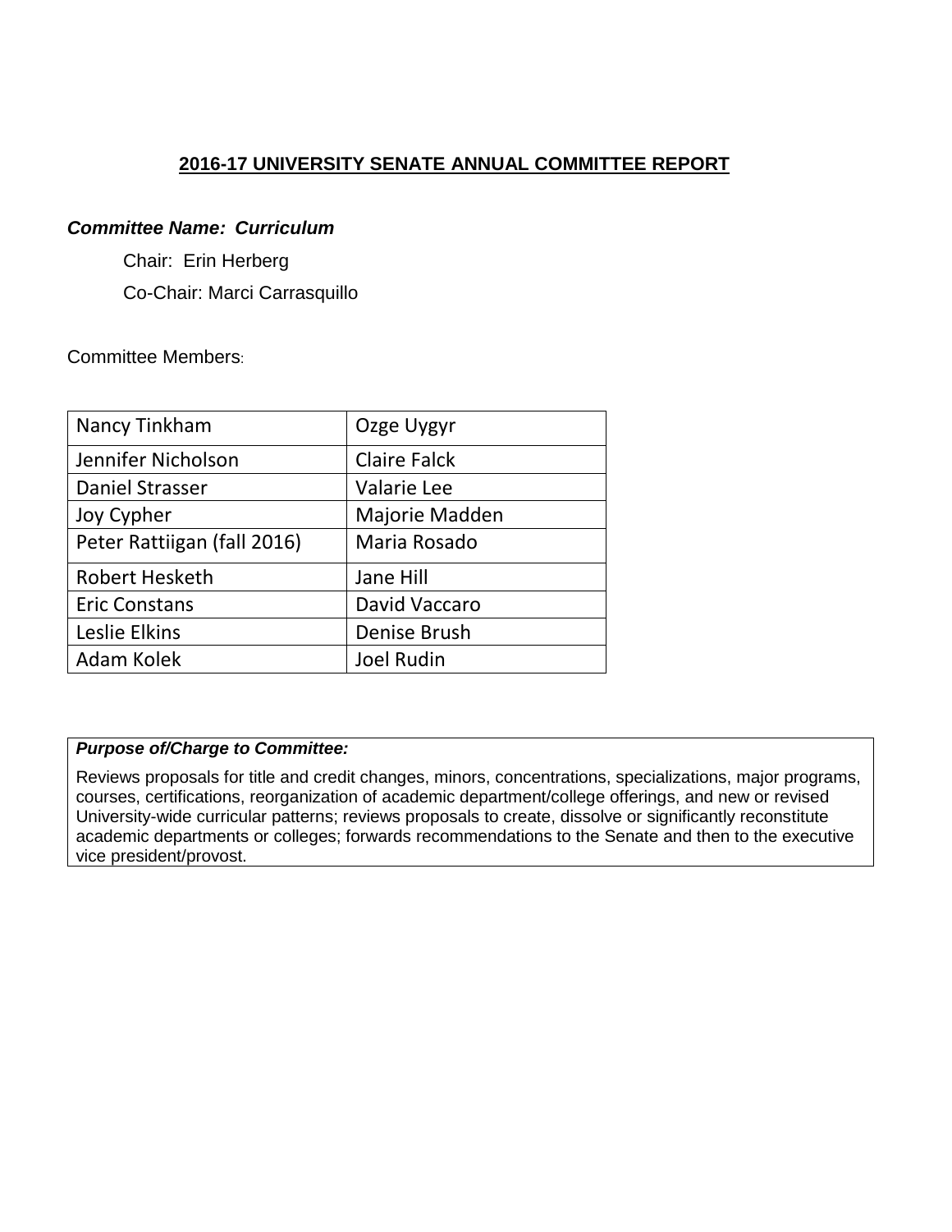# 2016-17 UNIVERSITY SENATE ANNUAL COMMITTEE REPORT

***Committee Name: Curriculum***

Chair: Erin Herberg

Co-Chair: Marci Carrasquillo

Committee Members:

| | |
|---|---|
| Nancy Tinkham | Ozge Uygyr |
| Jennifer Nicholson | Claire Falck |
| Daniel Strasser | Valarie Lee |
| Joy Cypher | Majorie Madden |
| Peter Rattiigan (fall 2016) | Maria Rosado |
| Robert Hesketh | Jane Hill |
| Eric Constans | David Vaccaro |
| Leslie Elkins | Denise Brush |
| Adam Kolek | Joel Rudin |

***Purpose of/Charge to Committee:***

Reviews proposals for title and credit changes, minors, concentrations, specializations, major programs, courses, certifications, reorganization of academic department/college offerings, and new or revised University-wide curricular patterns; reviews proposals to create, dissolve or significantly reconstitute academic departments or colleges; forwards recommendations to the Senate and then to the executive vice president/provost.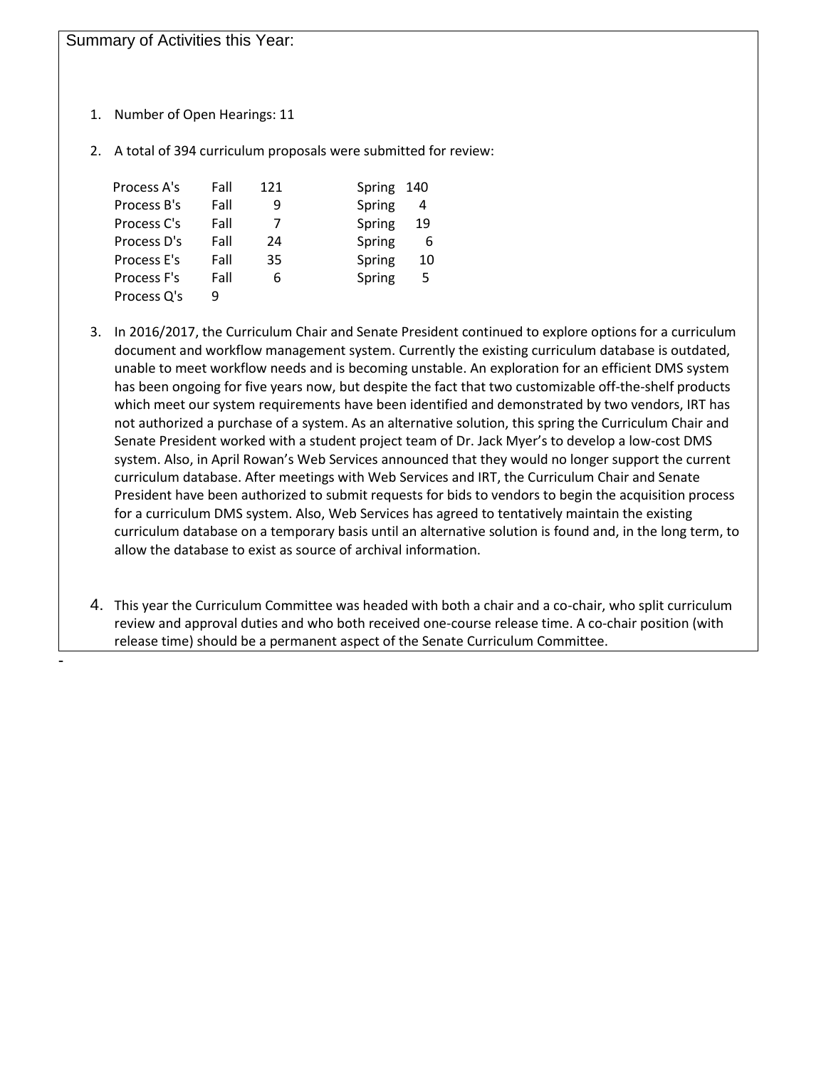Summary of Activities this Year:

1. Number of Open Hearings: 11

2. A total of 394 curriculum proposals were submitted for review:

| | | | | |
|---|---|---|---|---|
| Process A's | Fall | 121 | Spring | 140 |
| Process B's | Fall | 9 | Spring | 4 |
| Process C's | Fall | 7 | Spring | 19 |
| Process D's | Fall | 24 | Spring | 6 |
| Process E's | Fall | 35 | Spring | 10 |
| Process F's | Fall | 6 | Spring | 5 |
| Process Q's | 9 | | | |

3. In 2016/2017, the Curriculum Chair and Senate President continued to explore options for a curriculum document and workflow management system. Currently the existing curriculum database is outdated, unable to meet workflow needs and is becoming unstable. An exploration for an efficient DMS system has been ongoing for five years now, but despite the fact that two customizable off-the-shelf products which meet our system requirements have been identified and demonstrated by two vendors, IRT has not authorized a purchase of a system. As an alternative solution, this spring the Curriculum Chair and Senate President worked with a student project team of Dr. Jack Myer's to develop a low-cost DMS system. Also, in April Rowan's Web Services announced that they would no longer support the current curriculum database. After meetings with Web Services and IRT, the Curriculum Chair and Senate President have been authorized to submit requests for bids to vendors to begin the acquisition process for a curriculum DMS system. Also, Web Services has agreed to tentatively maintain the existing curriculum database on a temporary basis until an alternative solution is found and, in the long term, to allow the database to exist as source of archival information.

4. This year the Curriculum Committee was headed with both a chair and a co-chair, who split curriculum review and approval duties and who both received one-course release time. A co-chair position (with release time) should be a permanent aspect of the Senate Curriculum Committee.

-